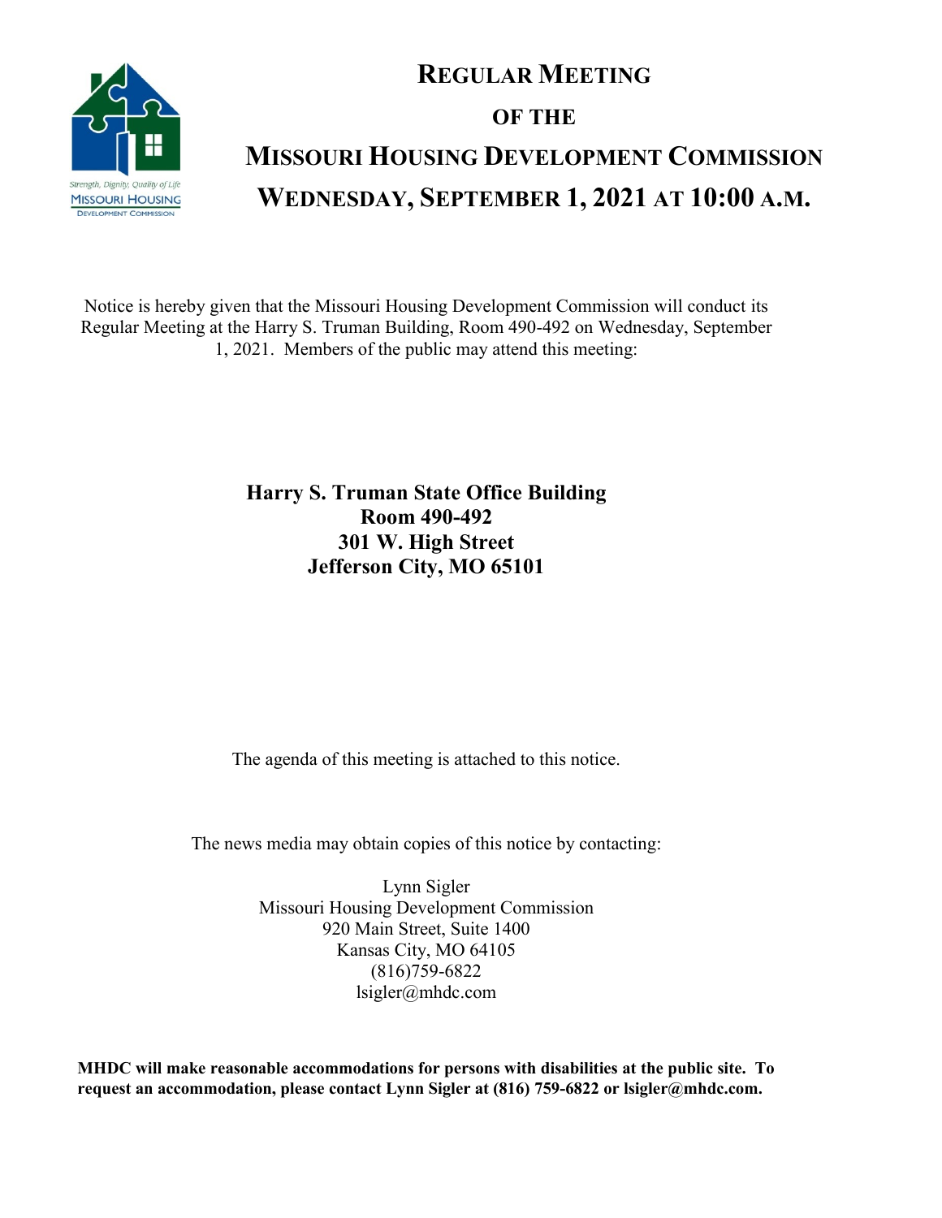# Regular Meeting

# of the

# Missouri Housing Development Commission

# Wednesday, September 1, 2021 at 10:00 a.m.

Notice is hereby given that the Missouri Housing Development Commission will conduct its Regular Meeting at the Harry S. Truman Building, Room 490-492 on Wednesday, September 1, 2021. Members of the public may attend this meeting:

**Harry S. Truman State Office Building**
**Room 490-492**
**301 W. High Street**
**Jefferson City, MO 65101**

The agenda of this meeting is attached to this notice.

The news media may obtain copies of this notice by contacting:

Lynn Sigler
Missouri Housing Development Commission
920 Main Street, Suite 1400
Kansas City, MO 64105
(816)759-6822
lsigler@mhdc.com

**MHDC will make reasonable accommodations for persons with disabilities at the public site. To request an accommodation, please contact Lynn Sigler at (816) 759-6822 or lsigler@mhdc.com.**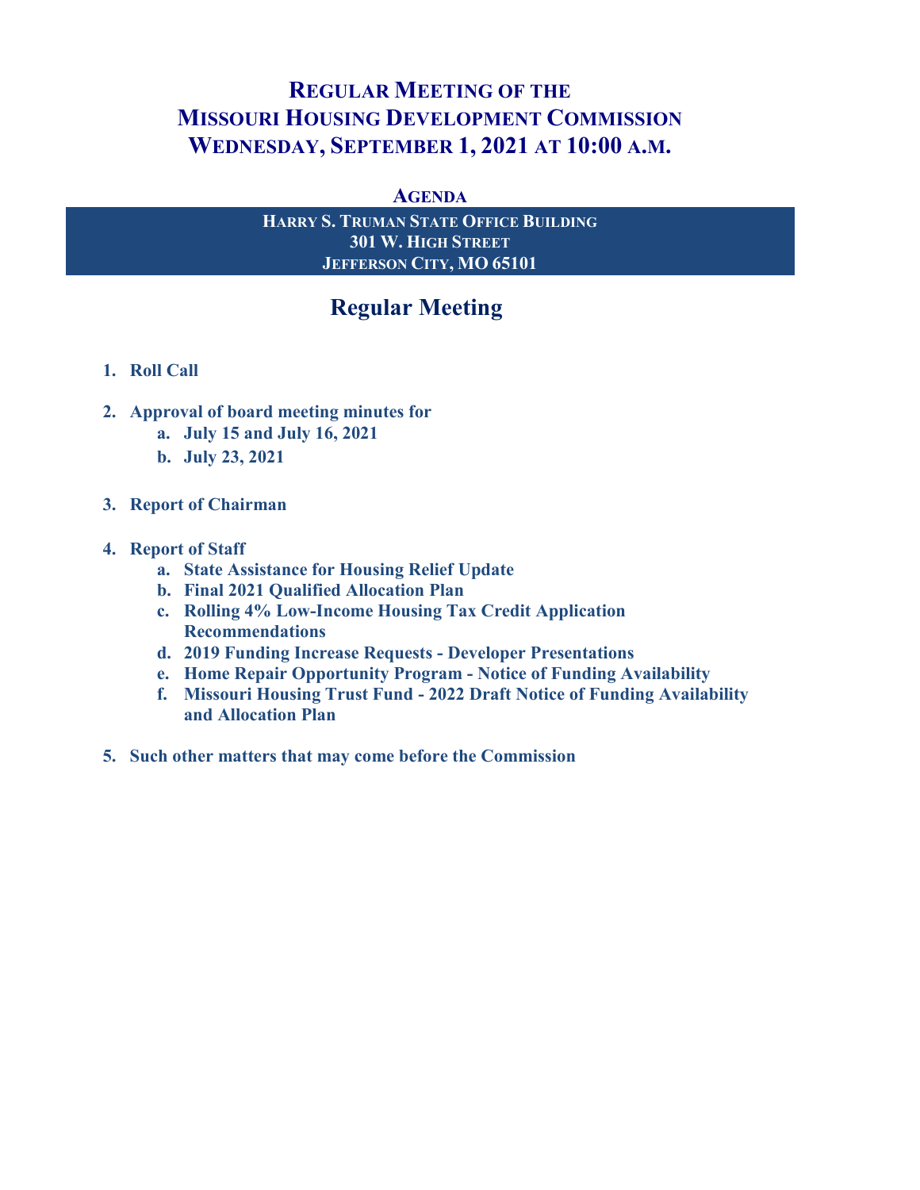# Regular Meeting of the Missouri Housing Development Commission
# Wednesday, September 1, 2021 at 10:00 a.m.

## Agenda

**Harry S. Truman State Office Building**
**301 W. High Street**
**Jefferson City, MO 65101**

## Regular Meeting

1. **Roll Call**

2. **Approval of board meeting minutes for**
   a. **July 15 and July 16, 2021**
   b. **July 23, 2021**

3. **Report of Chairman**

4. **Report of Staff**
   a. **State Assistance for Housing Relief Update**
   b. **Final 2021 Qualified Allocation Plan**
   c. **Rolling 4% Low-Income Housing Tax Credit Application Recommendations**
   d. **2019 Funding Increase Requests - Developer Presentations**
   e. **Home Repair Opportunity Program - Notice of Funding Availability**
   f. **Missouri Housing Trust Fund - 2022 Draft Notice of Funding Availability and Allocation Plan**

5. **Such other matters that may come before the Commission**